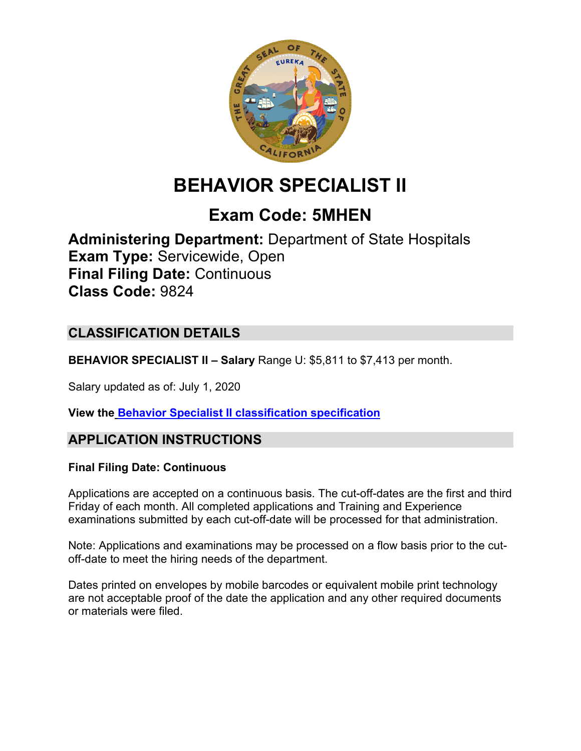# BEHAVIOR SPECIALIST II

## Exam Code: 5MHEN

**Administering Department:** Department of State Hospitals
**Exam Type:** Servicewide, Open
**Final Filing Date:** Continuous
**Class Code:** 9824

## CLASSIFICATION DETAILS

**BEHAVIOR SPECIALIST II – Salary** Range U: $5,811 to $7,413 per month.

Salary updated as of: July 1, 2020

**View the Behavior Specialist II classification specification**

## APPLICATION INSTRUCTIONS

**Final Filing Date: Continuous**

Applications are accepted on a continuous basis. The cut-off-dates are the first and third Friday of each month. All completed applications and Training and Experience examinations submitted by each cut-off-date will be processed for that administration.

Note: Applications and examinations may be processed on a flow basis prior to the cut-off-date to meet the hiring needs of the department.

Dates printed on envelopes by mobile barcodes or equivalent mobile print technology are not acceptable proof of the date the application and any other required documents or materials were filed.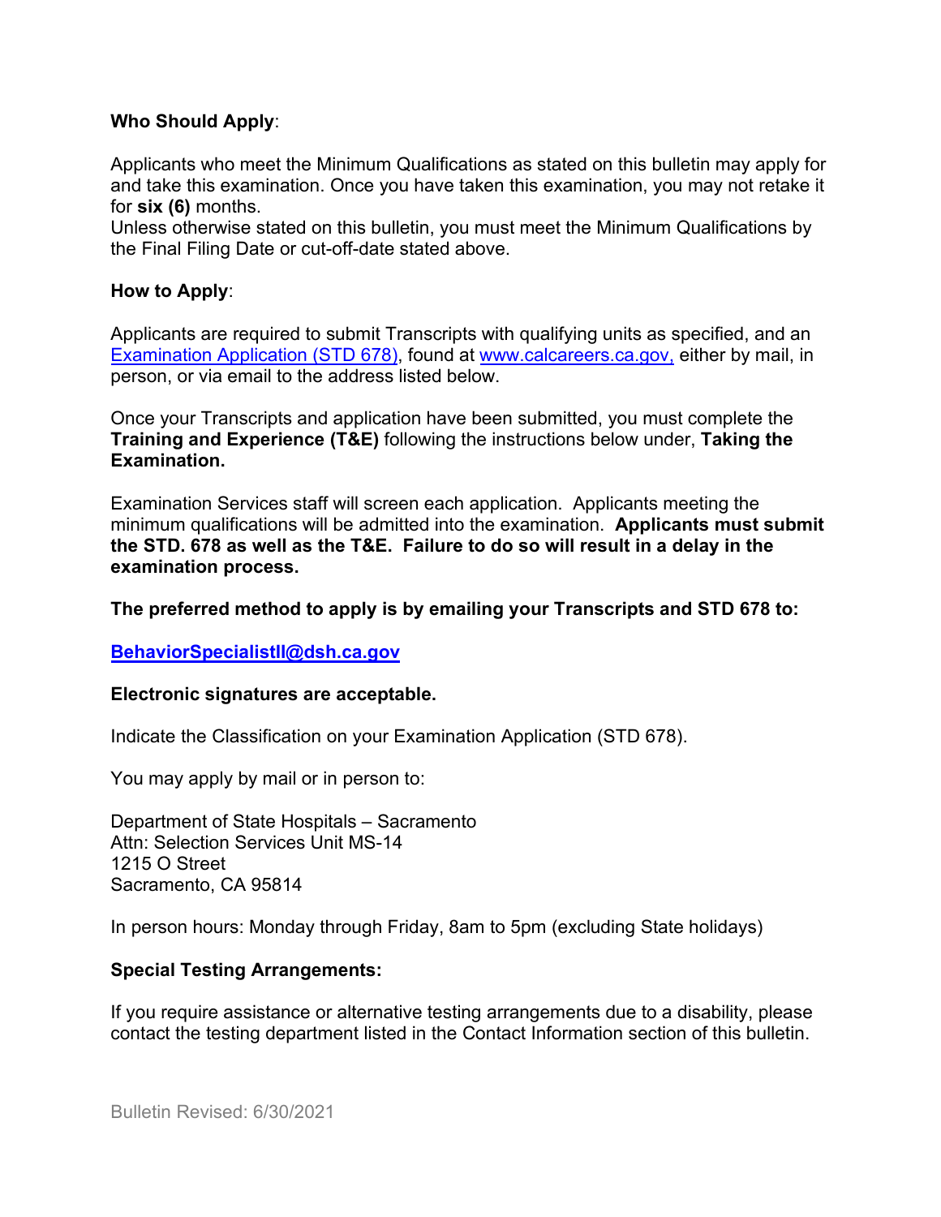**Who Should Apply**:

Applicants who meet the Minimum Qualifications as stated on this bulletin may apply for and take this examination. Once you have taken this examination, you may not retake it for **six (6)** months.
Unless otherwise stated on this bulletin, you must meet the Minimum Qualifications by the Final Filing Date or cut-off-date stated above.

**How to Apply**:

Applicants are required to submit Transcripts with qualifying units as specified, and an [Examination Application (STD 678)](https://www.calcareers.ca.gov), found at [www.calcareers.ca.gov,](https://www.calcareers.ca.gov) either by mail, in person, or via email to the address listed below.

Once your Transcripts and application have been submitted, you must complete the **Training and Experience (T&E)** following the instructions below under, **Taking the Examination.**

Examination Services staff will screen each application. Applicants meeting the minimum qualifications will be admitted into the examination. **Applicants must submit the STD. 678 as well as the T&E. Failure to do so will result in a delay in the examination process.**

**The preferred method to apply is by emailing your Transcripts and STD 678 to:**

**[BehaviorSpecialistII@dsh.ca.gov](mailto:BehaviorSpecialistII@dsh.ca.gov)**

**Electronic signatures are acceptable.**

Indicate the Classification on your Examination Application (STD 678).

You may apply by mail or in person to:

Department of State Hospitals – Sacramento
Attn: Selection Services Unit MS-14
1215 O Street
Sacramento, CA 95814

In person hours: Monday through Friday, 8am to 5pm (excluding State holidays)

**Special Testing Arrangements:**

If you require assistance or alternative testing arrangements due to a disability, please contact the testing department listed in the Contact Information section of this bulletin.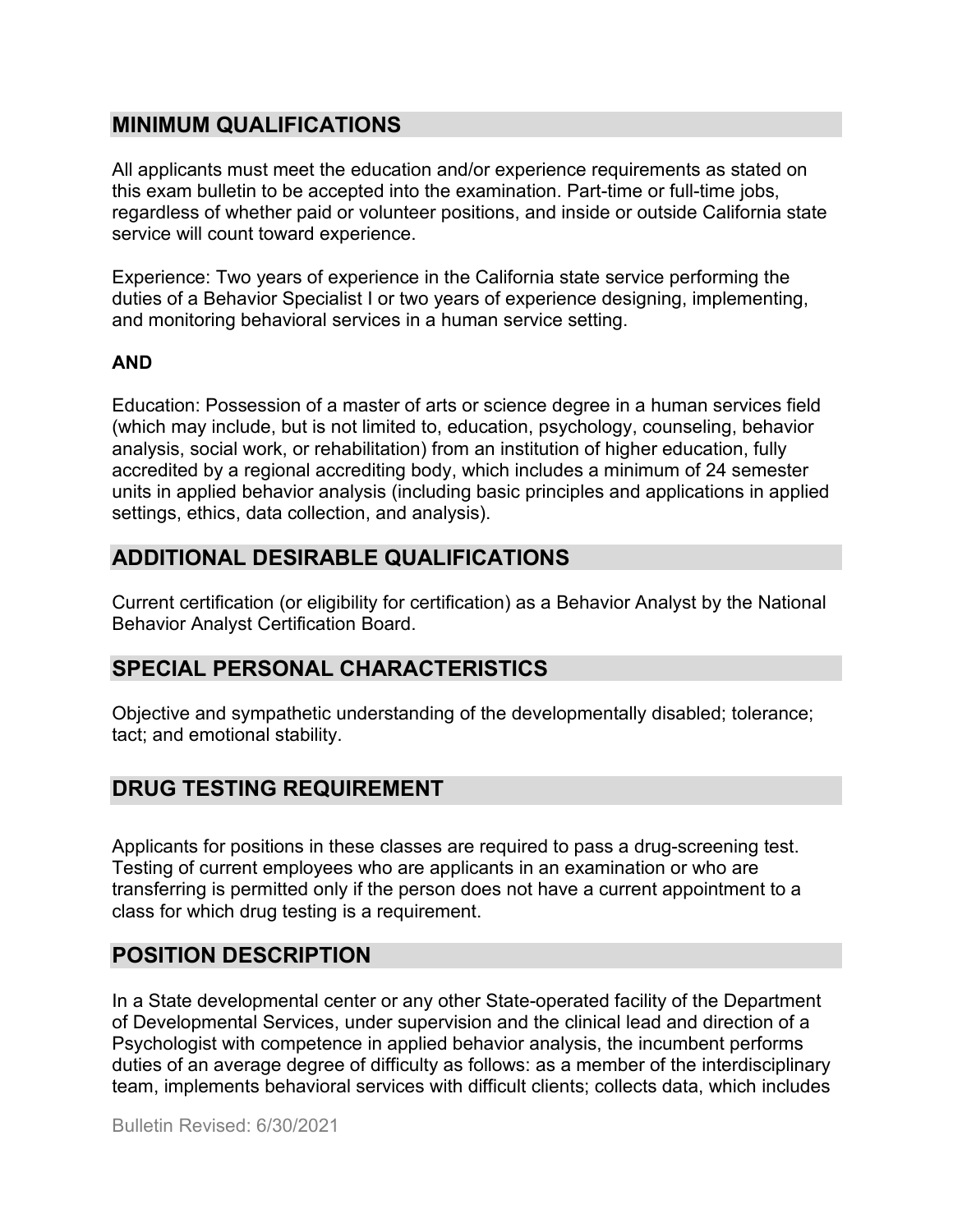## MINIMUM QUALIFICATIONS

All applicants must meet the education and/or experience requirements as stated on this exam bulletin to be accepted into the examination. Part-time or full-time jobs, regardless of whether paid or volunteer positions, and inside or outside California state service will count toward experience.

Experience: Two years of experience in the California state service performing the duties of a Behavior Specialist I or two years of experience designing, implementing, and monitoring behavioral services in a human service setting.

**AND**

Education: Possession of a master of arts or science degree in a human services field (which may include, but is not limited to, education, psychology, counseling, behavior analysis, social work, or rehabilitation) from an institution of higher education, fully accredited by a regional accrediting body, which includes a minimum of 24 semester units in applied behavior analysis (including basic principles and applications in applied settings, ethics, data collection, and analysis).

## ADDITIONAL DESIRABLE QUALIFICATIONS

Current certification (or eligibility for certification) as a Behavior Analyst by the National Behavior Analyst Certification Board.

## SPECIAL PERSONAL CHARACTERISTICS

Objective and sympathetic understanding of the developmentally disabled; tolerance; tact; and emotional stability.

## DRUG TESTING REQUIREMENT

Applicants for positions in these classes are required to pass a drug-screening test. Testing of current employees who are applicants in an examination or who are transferring is permitted only if the person does not have a current appointment to a class for which drug testing is a requirement.

## POSITION DESCRIPTION

In a State developmental center or any other State-operated facility of the Department of Developmental Services, under supervision and the clinical lead and direction of a Psychologist with competence in applied behavior analysis, the incumbent performs duties of an average degree of difficulty as follows: as a member of the interdisciplinary team, implements behavioral services with difficult clients; collects data, which includes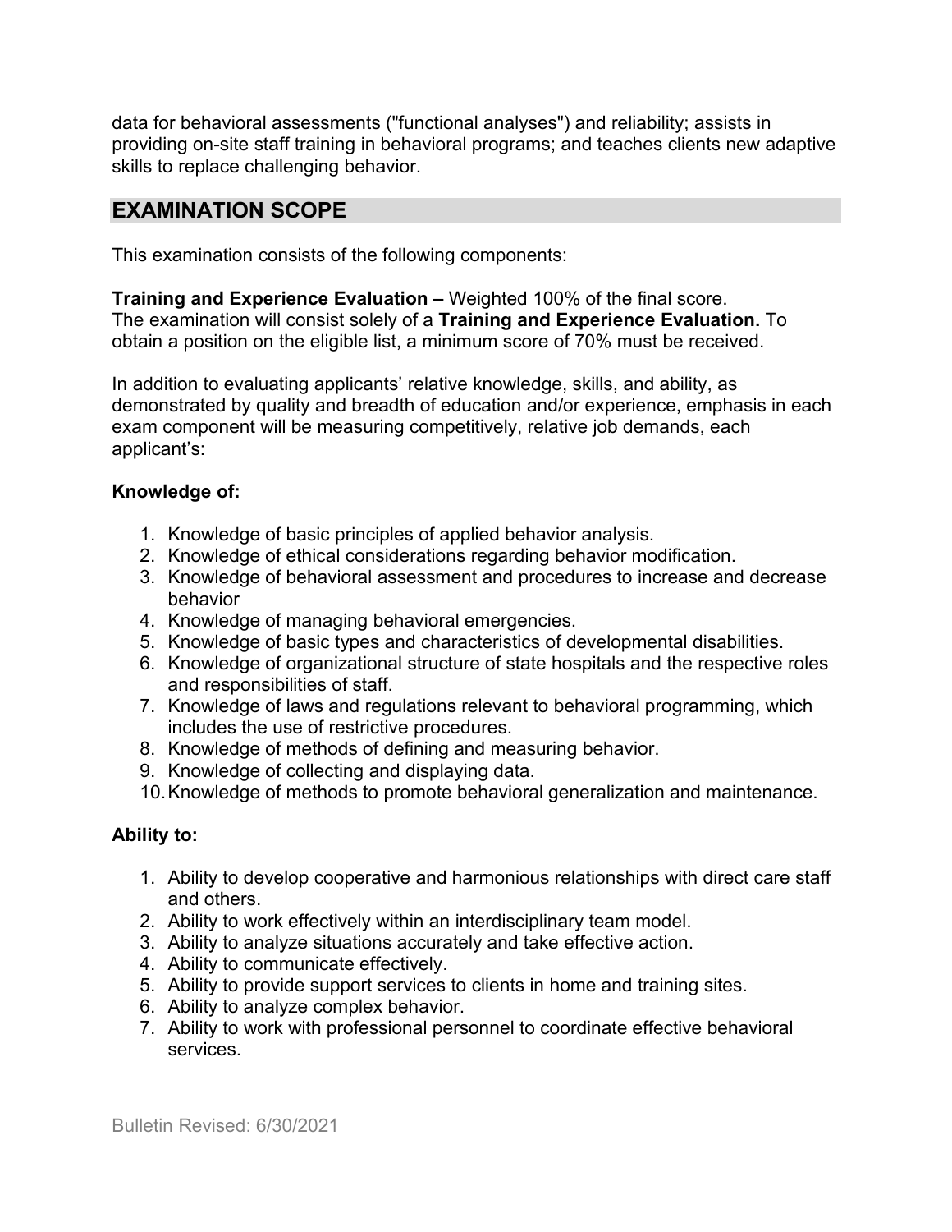data for behavioral assessments ("functional analyses") and reliability; assists in providing on-site staff training in behavioral programs; and teaches clients new adaptive skills to replace challenging behavior.

## EXAMINATION SCOPE

This examination consists of the following components:

**Training and Experience Evaluation –** Weighted 100% of the final score.
The examination will consist solely of a **Training and Experience Evaluation.** To obtain a position on the eligible list, a minimum score of 70% must be received.

In addition to evaluating applicants' relative knowledge, skills, and ability, as demonstrated by quality and breadth of education and/or experience, emphasis in each exam component will be measuring competitively, relative job demands, each applicant's:

**Knowledge of:**

1. Knowledge of basic principles of applied behavior analysis.
2. Knowledge of ethical considerations regarding behavior modification.
3. Knowledge of behavioral assessment and procedures to increase and decrease behavior
4. Knowledge of managing behavioral emergencies.
5. Knowledge of basic types and characteristics of developmental disabilities.
6. Knowledge of organizational structure of state hospitals and the respective roles and responsibilities of staff.
7. Knowledge of laws and regulations relevant to behavioral programming, which includes the use of restrictive procedures.
8. Knowledge of methods of defining and measuring behavior.
9. Knowledge of collecting and displaying data.
10. Knowledge of methods to promote behavioral generalization and maintenance.

**Ability to:**

1. Ability to develop cooperative and harmonious relationships with direct care staff and others.
2. Ability to work effectively within an interdisciplinary team model.
3. Ability to analyze situations accurately and take effective action.
4. Ability to communicate effectively.
5. Ability to provide support services to clients in home and training sites.
6. Ability to analyze complex behavior.
7. Ability to work with professional personnel to coordinate effective behavioral services.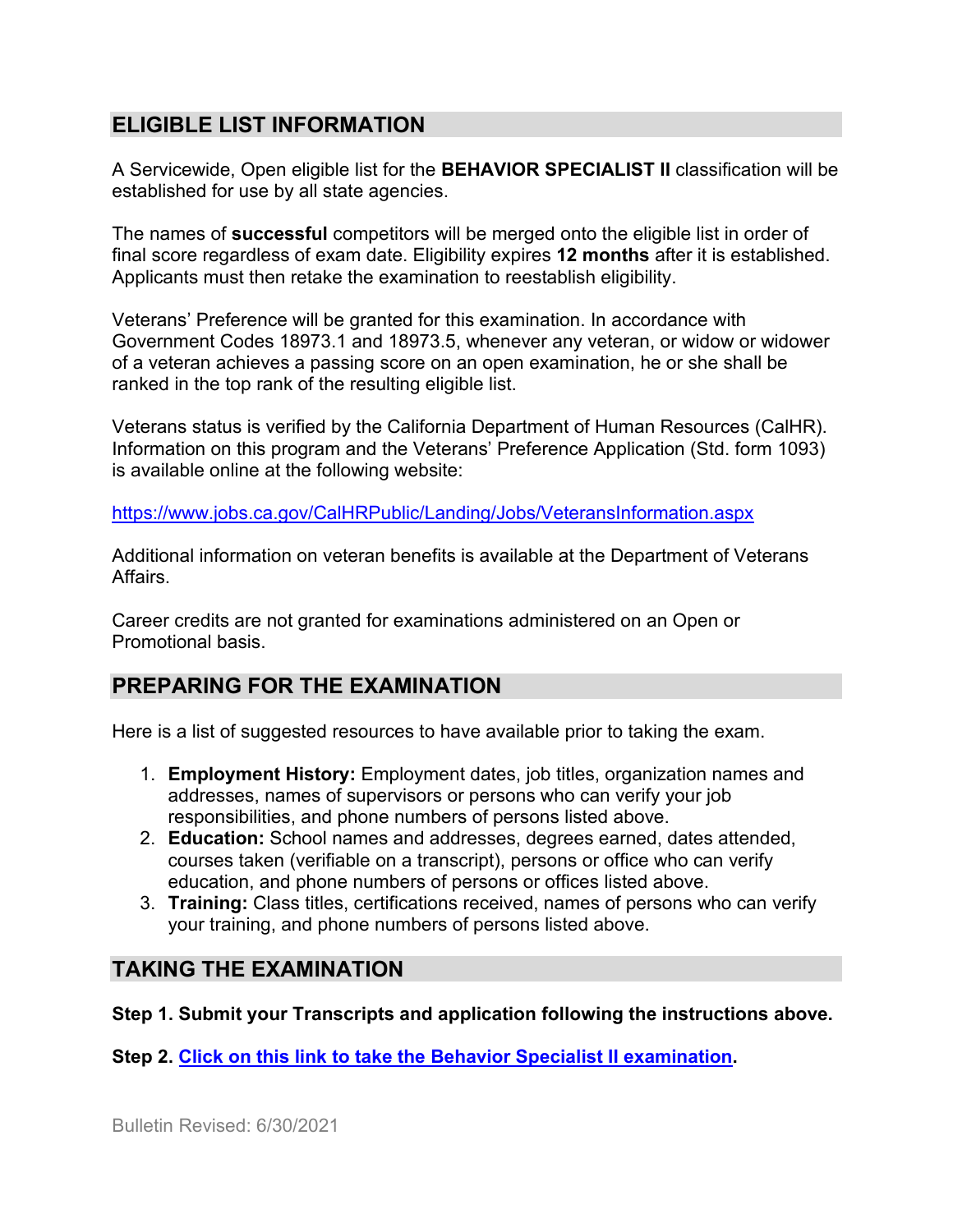## ELIGIBLE LIST INFORMATION

A Servicewide, Open eligible list for the **BEHAVIOR SPECIALIST II** classification will be established for use by all state agencies.

The names of **successful** competitors will be merged onto the eligible list in order of final score regardless of exam date. Eligibility expires **12 months** after it is established. Applicants must then retake the examination to reestablish eligibility.

Veterans' Preference will be granted for this examination. In accordance with Government Codes 18973.1 and 18973.5, whenever any veteran, or widow or widower of a veteran achieves a passing score on an open examination, he or she shall be ranked in the top rank of the resulting eligible list.

Veterans status is verified by the California Department of Human Resources (CalHR). Information on this program and the Veterans' Preference Application (Std. form 1093) is available online at the following website:

https://www.jobs.ca.gov/CalHRPublic/Landing/Jobs/VeteransInformation.aspx

Additional information on veteran benefits is available at the Department of Veterans Affairs.

Career credits are not granted for examinations administered on an Open or Promotional basis.

## PREPARING FOR THE EXAMINATION

Here is a list of suggested resources to have available prior to taking the exam.

1. **Employment History:** Employment dates, job titles, organization names and addresses, names of supervisors or persons who can verify your job responsibilities, and phone numbers of persons listed above.
2. **Education:** School names and addresses, degrees earned, dates attended, courses taken (verifiable on a transcript), persons or office who can verify education, and phone numbers of persons or offices listed above.
3. **Training:** Class titles, certifications received, names of persons who can verify your training, and phone numbers of persons listed above.

## TAKING THE EXAMINATION

**Step 1. Submit your Transcripts and application following the instructions above.**

**Step 2. Click on this link to take the Behavior Specialist II examination.**

Bulletin Revised: 6/30/2021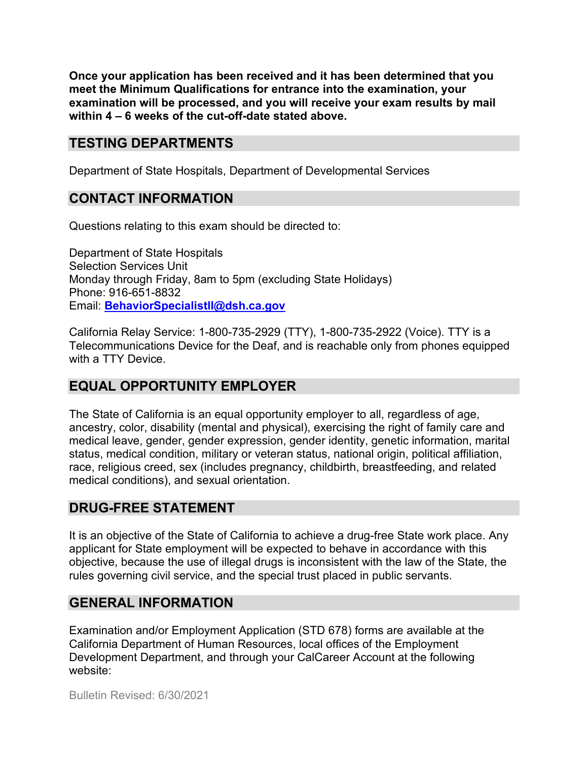**Once your application has been received and it has been determined that you meet the Minimum Qualifications for entrance into the examination, your examination will be processed, and you will receive your exam results by mail within 4 – 6 weeks of the cut-off-date stated above.**

## TESTING DEPARTMENTS

Department of State Hospitals, Department of Developmental Services

## CONTACT INFORMATION

Questions relating to this exam should be directed to:

Department of State Hospitals
Selection Services Unit
Monday through Friday, 8am to 5pm (excluding State Holidays)
Phone: 916-651-8832
Email: **BehaviorSpecialistII@dsh.ca.gov**

California Relay Service: 1-800-735-2929 (TTY), 1-800-735-2922 (Voice). TTY is a Telecommunications Device for the Deaf, and is reachable only from phones equipped with a TTY Device.

## EQUAL OPPORTUNITY EMPLOYER

The State of California is an equal opportunity employer to all, regardless of age, ancestry, color, disability (mental and physical), exercising the right of family care and medical leave, gender, gender expression, gender identity, genetic information, marital status, medical condition, military or veteran status, national origin, political affiliation, race, religious creed, sex (includes pregnancy, childbirth, breastfeeding, and related medical conditions), and sexual orientation.

## DRUG-FREE STATEMENT

It is an objective of the State of California to achieve a drug-free State work place. Any applicant for State employment will be expected to behave in accordance with this objective, because the use of illegal drugs is inconsistent with the law of the State, the rules governing civil service, and the special trust placed in public servants.

## GENERAL INFORMATION

Examination and/or Employment Application (STD 678) forms are available at the California Department of Human Resources, local offices of the Employment Development Department, and through your CalCareer Account at the following website:

Bulletin Revised: 6/30/2021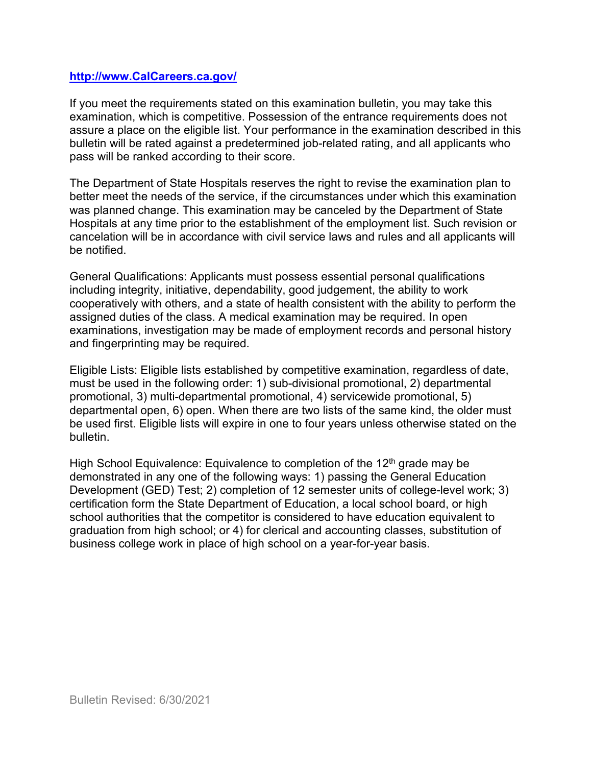[http://www.CalCareers.ca.gov/](http://www.CalCareers.ca.gov/)

If you meet the requirements stated on this examination bulletin, you may take this examination, which is competitive. Possession of the entrance requirements does not assure a place on the eligible list. Your performance in the examination described in this bulletin will be rated against a predetermined job-related rating, and all applicants who pass will be ranked according to their score.

The Department of State Hospitals reserves the right to revise the examination plan to better meet the needs of the service, if the circumstances under which this examination was planned change. This examination may be canceled by the Department of State Hospitals at any time prior to the establishment of the employment list. Such revision or cancelation will be in accordance with civil service laws and rules and all applicants will be notified.

General Qualifications: Applicants must possess essential personal qualifications including integrity, initiative, dependability, good judgement, the ability to work cooperatively with others, and a state of health consistent with the ability to perform the assigned duties of the class. A medical examination may be required. In open examinations, investigation may be made of employment records and personal history and fingerprinting may be required.

Eligible Lists: Eligible lists established by competitive examination, regardless of date, must be used in the following order: 1) sub-divisional promotional, 2) departmental promotional, 3) multi-departmental promotional, 4) servicewide promotional, 5) departmental open, 6) open. When there are two lists of the same kind, the older must be used first. Eligible lists will expire in one to four years unless otherwise stated on the bulletin.

High School Equivalence: Equivalence to completion of the 12th grade may be demonstrated in any one of the following ways: 1) passing the General Education Development (GED) Test; 2) completion of 12 semester units of college-level work; 3) certification form the State Department of Education, a local school board, or high school authorities that the competitor is considered to have education equivalent to graduation from high school; or 4) for clerical and accounting classes, substitution of business college work in place of high school on a year-for-year basis.

Bulletin Revised: 6/30/2021